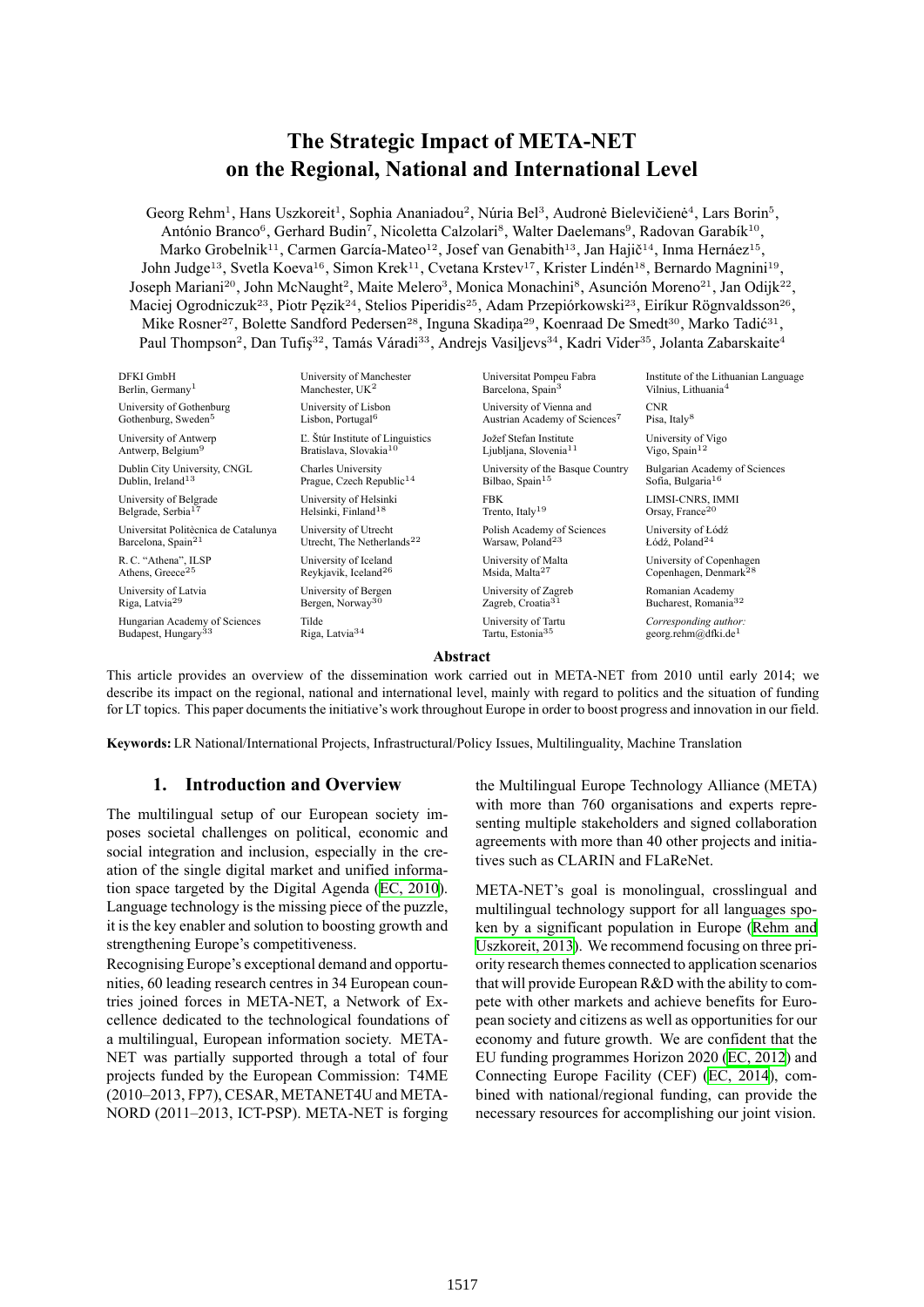# The Strategic Impact of META-NET on the Regional, National and International Level

Georg Rehm[1], Hans Uszkoreit[1], Sophia Ananiadou[2], Núria Bel[3], Audronė Bielevičienė[4], Lars Borin[5], António Branco[6], Gerhard Budin[7], Nicoletta Calzolari[8], Walter Daelemans[9], Radovan Garabík[10], Marko Grobelnik[11], Carmen García-Mateo[12], Josef van Genabith[13], Jan Hajič[14], Inma Hernáez[15], John Judge[13], Svetla Koeva[16], Simon Krek[11], Cvetana Krstev[17], Krister Lindén[18], Bernardo Magnini[19], Joseph Mariani[20], John McNaught[2], Maite Melero[3], Monica Monachini[8], Asunción Moreno[21], Jan Odijk[22], Maciej Ogrodniczuk[23], Piotr Pęzik[24], Stelios Piperidis[25], Adam Przepiórkowski[23], Eiríkur Rögnvaldsson[26], Mike Rosner[27], Bolette Sandford Pedersen[28], Inguna Skadiņa[29], Koenraad De Smedt[30], Marko Tadić[31], Paul Thompson[2], Dan Tufiş[32], Tamás Váradi[33], Andrejs Vasiļjevs[34], Kadri Vider[35], Jolanta Zabarskaite[4]

DFKI GmbH, Berlin, Germany[1]
University of Manchester, Manchester, UK[2]
Universitat Pompeu Fabra, Barcelona, Spain[3]
Institute of the Lithuanian Language, Vilnius, Lithuania[4]
University of Gothenburg, Gothenburg, Sweden[5]
University of Lisbon, Lisbon, Portugal[6]
University of Vienna and Austrian Academy of Sciences[7]
CNR, Pisa, Italy[8]
University of Antwerp, Antwerp, Belgium[9]
Ľ. Štúr Institute of Linguistics, Bratislava, Slovakia[10]
Jožef Stefan Institute, Ljubljana, Slovenia[11]
University of Vigo, Vigo, Spain[12]
Dublin City University, CNGL, Dublin, Ireland[13]
Charles University, Prague, Czech Republic[14]
University of the Basque Country, Bilbao, Spain[15]
Bulgarian Academy of Sciences, Sofia, Bulgaria[16]
University of Belgrade, Belgrade, Serbia[17]
University of Helsinki, Helsinki, Finland[18]
FBK, Trento, Italy[19]
LIMSI-CNRS, IMMI, Orsay, France[20]
Universitat Politècnica de Catalunya, Barcelona, Spain[21]
University of Utrecht, Utrecht, The Netherlands[22]
Polish Academy of Sciences, Warsaw, Poland[23]
University of Łódź, Łódź, Poland[24]
R. C. "Athena", ILSP, Athens, Greece[25]
University of Iceland, Reykjavik, Iceland[26]
University of Malta, Msida, Malta[27]
University of Copenhagen, Copenhagen, Denmark[28]
University of Latvia, Riga, Latvia[29]
University of Bergen, Bergen, Norway[30]
University of Zagreb, Zagreb, Croatia[31]
Romanian Academy, Bucharest, Romania[32]
Hungarian Academy of Sciences, Budapest, Hungary[33]
Tilde, Riga, Latvia[34]
University of Tartu, Tartu, Estonia[35]

*Corresponding author:* georg.rehm@dfki.de[1]

## Abstract

This article provides an overview of the dissemination work carried out in META-NET from 2010 until early 2014; we describe its impact on the regional, national and international level, mainly with regard to politics and the situation of funding for LT topics. This paper documents the initiative's work throughout Europe in order to boost progress and innovation in our field.

**Keywords:** LR National/International Projects, Infrastructural/Policy Issues, Multilinguality, Machine Translation

## 1. Introduction and Overview

The multilingual setup of our European society imposes societal challenges on political, economic and social integration and inclusion, especially in the creation of the single digital market and unified information space targeted by the Digital Agenda (EC, 2010). Language technology is the missing piece of the puzzle, it is the key enabler and solution to boosting growth and strengthening Europe's competitiveness.

Recognising Europe's exceptional demand and opportunities, 60 leading research centres in 34 European countries joined forces in META-NET, a Network of Excellence dedicated to the technological foundations of a multilingual, European information society. META-NET was partially supported through a total of four projects funded by the European Commission: T4ME (2010–2013, FP7), CESAR, METANET4U and META-NORD (2011–2013, ICT-PSP). META-NET is forging the Multilingual Europe Technology Alliance (META) with more than 760 organisations and experts representing multiple stakeholders and signed collaboration agreements with more than 40 other projects and initiatives such as CLARIN and FLaReNet.

META-NET's goal is monolingual, crosslingual and multilingual technology support for all languages spoken by a significant population in Europe (Rehm and Uszkoreit, 2013). We recommend focusing on three priority research themes connected to application scenarios that will provide European R&D with the ability to compete with other markets and achieve benefits for European society and citizens as well as opportunities for our economy and future growth. We are confident that the EU funding programmes Horizon 2020 (EC, 2012) and Connecting Europe Facility (CEF) (EC, 2014), combined with national/regional funding, can provide the necessary resources for accomplishing our joint vision.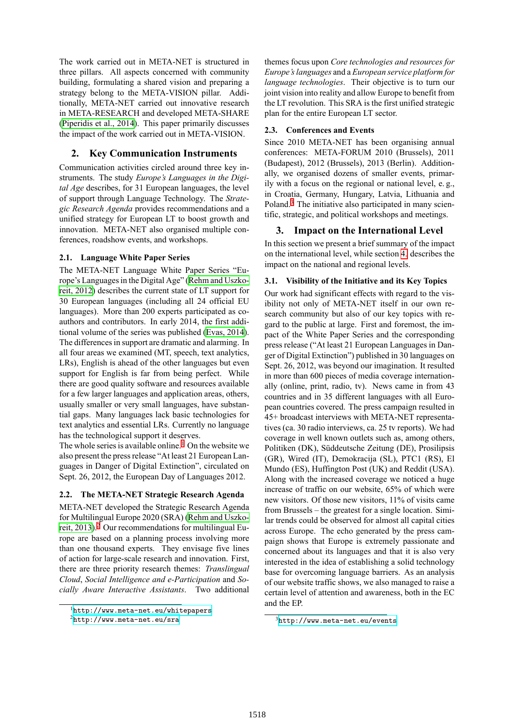The work carried out in META-NET is structured in three pillars. All aspects concerned with community building, formulating a shared vision and preparing a strategy belong to the META-VISION pillar. Additionally, META-NET carried out innovative research in META-RESEARCH and developed META-SHARE (Piperidis et al., 2014). This paper primarily discusses the impact of the work carried out in META-VISION.

## 2. Key Communication Instruments

Communication activities circled around three key instruments. The study *Europe's Languages in the Digital Age* describes, for 31 European languages, the level of support through Language Technology. The *Strategic Research Agenda* provides recommendations and a unified strategy for European LT to boost growth and innovation. META-NET also organised multiple conferences, roadshow events, and workshops.

### 2.1. Language White Paper Series

The META-NET Language White Paper Series "Europe's Languages in the Digital Age" (Rehm and Uszkoreit, 2012) describes the current state of LT support for 30 European languages (including all 24 official EU languages). More than 200 experts participated as co-authors and contributors. In early 2014, the first additional volume of the series was published (Evas, 2014). The differences in support are dramatic and alarming. In all four areas we examined (MT, speech, text analytics, LRs), English is ahead of the other languages but even support for English is far from being perfect. While there are good quality software and resources available for a few larger languages and application areas, others, usually smaller or very small languages, have substantial gaps. Many languages lack basic technologies for text analytics and essential LRs. Currently no language has the technological support it deserves.

The whole series is available online.[1] On the website we also present the press release "At least 21 European Languages in Danger of Digital Extinction", circulated on Sept. 26, 2012, the European Day of Languages 2012.

### 2.2. The META-NET Strategic Research Agenda

META-NET developed the Strategic Research Agenda for Multilingual Europe 2020 (SRA) (Rehm and Uszkoreit, 2013).[2] Our recommendations for multilingual Europe are based on a planning process involving more than one thousand experts. They envisage five lines of action for large-scale research and innovation. First, there are three priority research themes: *Translingual Cloud*, *Social Intelligence and e-Participation* and *Socially Aware Interactive Assistants*. Two additional themes focus upon *Core technologies and resources for Europe's languages* and a *European service platform for language technologies*. Their objective is to turn our joint vision into reality and allow Europe to benefit from the LT revolution. This SRA is the first unified strategic plan for the entire European LT sector.

### 2.3. Conferences and Events

Since 2010 META-NET has been organising annual conferences: META-FORUM 2010 (Brussels), 2011 (Budapest), 2012 (Brussels), 2013 (Berlin). Additionally, we organised dozens of smaller events, primarily with a focus on the regional or national level, e. g., in Croatia, Germany, Hungary, Latvia, Lithuania and Poland.[3] The initiative also participated in many scientific, strategic, and political workshops and meetings.

## 3. Impact on the International Level

In this section we present a brief summary of the impact on the international level, while section 4. describes the impact on the national and regional levels.

### 3.1. Visibility of the Initiative and its Key Topics

Our work had significant effects with regard to the visibility not only of META-NET itself in our own research community but also of our key topics with regard to the public at large. First and foremost, the impact of the White Paper Series and the corresponding press release ("At least 21 European Languages in Danger of Digital Extinction") published in 30 languages on Sept. 26, 2012, was beyond our imagination. It resulted in more than 600 pieces of media coverage internationally (online, print, radio, tv). News came in from 43 countries and in 35 different languages with all European countries covered. The press campaign resulted in 45+ broadcast interviews with META-NET representatives (ca. 30 radio interviews, ca. 25 tv reports). We had coverage in well known outlets such as, among others, Politiken (DK), Süddeutsche Zeitung (DE), Prosilipsis (GR), Wired (IT), Demokracija (SL), PTC1 (RS), El Mundo (ES), Huffington Post (UK) and Reddit (USA). Along with the increased coverage we noticed a huge increase of traffic on our website, 65% of which were new visitors. Of those new visitors, 11% of visits came from Brussels – the greatest for a single location. Similar trends could be observed for almost all capital cities across Europe. The echo generated by the press campaign shows that Europe is extremely passionate and concerned about its languages and that it is also very interested in the idea of establishing a solid technology base for overcoming language barriers. As an analysis of our website traffic shows, we also managed to raise a certain level of attention and awareness, both in the EC and the EP.

---

[1] http://www.meta-net.eu/whitepapers

[2] http://www.meta-net.eu/sra

[3] http://www.meta-net.eu/events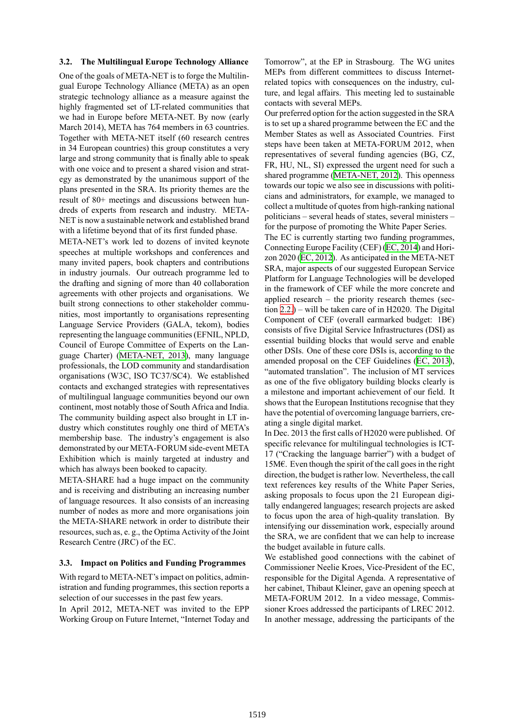### 3.2. The Multilingual Europe Technology Alliance

One of the goals of META-NET is to forge the Multilingual Europe Technology Alliance (META) as an open strategic technology alliance as a measure against the highly fragmented set of LT-related communities that we had in Europe before META-NET. By now (early March 2014), META has 764 members in 63 countries. Together with META-NET itself (60 research centres in 34 European countries) this group constitutes a very large and strong community that is finally able to speak with one voice and to present a shared vision and strategy as demonstrated by the unanimous support of the plans presented in the SRA. Its priority themes are the result of 80+ meetings and discussions between hundreds of experts from research and industry. META-NET is now a sustainable network and established brand with a lifetime beyond that of its first funded phase.

META-NET's work led to dozens of invited keynote speeches at multiple workshops and conferences and many invited papers, book chapters and contributions in industry journals. Our outreach programme led to the drafting and signing of more than 40 collaboration agreements with other projects and organisations. We built strong connections to other stakeholder communities, most importantly to organisations representing Language Service Providers (GALA, tekom), bodies representing the language communities (EFNIL, NPLD, Council of Europe Committee of Experts on the Language Charter) (META-NET, 2013), many language professionals, the LOD community and standardisation organisations (W3C, ISO TC37/SC4). We established contacts and exchanged strategies with representatives of multilingual language communities beyond our own continent, most notably those of South Africa and India. The community building aspect also brought in LT industry which constitutes roughly one third of META's membership base. The industry's engagement is also demonstrated by our META-FORUM side-event META Exhibition which is mainly targeted at industry and which has always been booked to capacity.

META-SHARE had a huge impact on the community and is receiving and distributing an increasing number of language resources. It also consists of an increasing number of nodes as more and more organisations join the META-SHARE network in order to distribute their resources, such as, e. g., the Optima Activity of the Joint Research Centre (JRC) of the EC.

### 3.3. Impact on Politics and Funding Programmes

With regard to META-NET's impact on politics, administration and funding programmes, this section reports a selection of our successes in the past few years.

In April 2012, META-NET was invited to the EPP Working Group on Future Internet, "Internet Today and Tomorrow", at the EP in Strasbourg. The WG unites MEPs from different committees to discuss Internet-related topics with consequences on the industry, culture, and legal affairs. This meeting led to sustainable contacts with several MEPs.

Our preferred option for the action suggested in the SRA is to set up a shared programme between the EC and the Member States as well as Associated Countries. First steps have been taken at META-FORUM 2012, when representatives of several funding agencies (BG, CZ, FR, HU, NL, SI) expressed the urgent need for such a shared programme (META-NET, 2012). This openness towards our topic we also see in discussions with politicians and administrators, for example, we managed to collect a multitude of quotes from high-ranking national politicians – several heads of states, several ministers – for the purpose of promoting the White Paper Series.

The EC is currently starting two funding programmes, Connecting Europe Facility (CEF) (EC, 2014) and Horizon 2020 (EC, 2012). As anticipated in the META-NET SRA, major aspects of our suggested European Service Platform for Language Technologies will be developed in the framework of CEF while the more concrete and applied research – the priority research themes (section 2.2.) – will be taken care of in H2020. The Digital Component of CEF (overall earmarked budget: 1B€) consists of five Digital Service Infrastructures (DSI) as essential building blocks that would serve and enable other DSIs. One of these core DSIs is, according to the amended proposal on the CEF Guidelines (EC, 2013), "automated translation". The inclusion of MT services as one of the five obligatory building blocks clearly is a milestone and important achievement of our field. It shows that the European Institutions recognise that they have the potential of overcoming language barriers, creating a single digital market.

In Dec. 2013 the first calls of H2020 were published. Of specific relevance for multilingual technologies is ICT-17 ("Cracking the language barrier") with a budget of 15M€. Even though the spirit of the call goes in the right direction, the budget is rather low. Nevertheless, the call text references key results of the White Paper Series, asking proposals to focus upon the 21 European digitally endangered languages; research projects are asked to focus upon the area of high-quality translation. By intensifying our dissemination work, especially around the SRA, we are confident that we can help to increase the budget available in future calls.

We established good connections with the cabinet of Commissioner Neelie Kroes, Vice-President of the EC, responsible for the Digital Agenda. A representative of her cabinet, Thibaut Kleiner, gave an opening speech at META-FORUM 2012. In a video message, Commissioner Kroes addressed the participants of LREC 2012. In another message, addressing the participants of the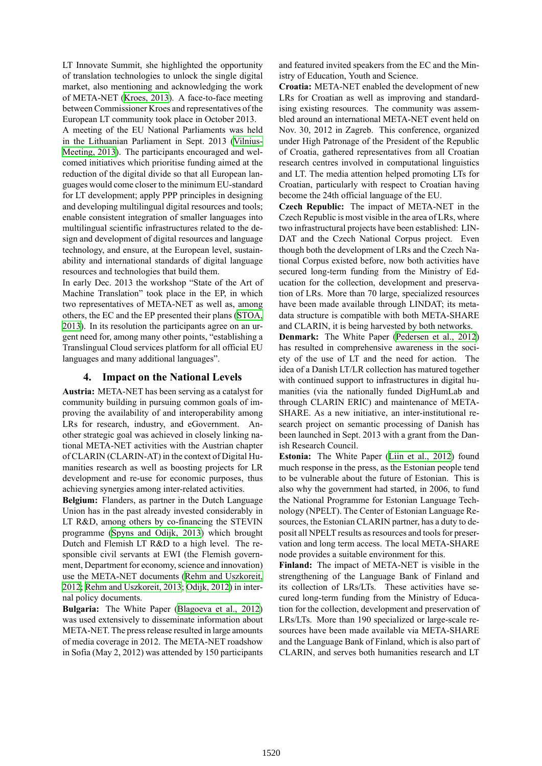LT Innovate Summit, she highlighted the opportunity of translation technologies to unlock the single digital market, also mentioning and acknowledging the work of META-NET (Kroes, 2013). A face-to-face meeting between Commissioner Kroes and representatives of the European LT community took place in October 2013.

A meeting of the EU National Parliaments was held in the Lithuanian Parliament in Sept. 2013 (Vilnius-Meeting, 2013). The participants encouraged and welcomed initiatives which prioritise funding aimed at the reduction of the digital divide so that all European languages would come closer to the minimum EU-standard for LT development; apply PPP principles in designing and developing multilingual digital resources and tools; enable consistent integration of smaller languages into multilingual scientific infrastructures related to the design and development of digital resources and language technology, and ensure, at the European level, sustainability and international standards of digital language resources and technologies that build them.

In early Dec. 2013 the workshop "State of the Art of Machine Translation" took place in the EP, in which two representatives of META-NET as well as, among others, the EC and the EP presented their plans (STOA, 2013). In its resolution the participants agree on an urgent need for, among many other points, "establishing a Translingual Cloud services platform for all official EU languages and many additional languages".

## 4. Impact on the National Levels

**Austria:** META-NET has been serving as a catalyst for community building in pursuing common goals of improving the availability of and interoperability among LRs for research, industry, and eGovernment. Another strategic goal was achieved in closely linking national META-NET activities with the Austrian chapter of CLARIN (CLARIN-AT) in the context of Digital Humanities research as well as boosting projects for LR development and re-use for economic purposes, thus achieving synergies among inter-related activities.

**Belgium:** Flanders, as partner in the Dutch Language Union has in the past already invested considerably in LT R&D, among others by co-financing the STEVIN programme (Spyns and Odijk, 2013) which brought Dutch and Flemish LT R&D to a high level. The responsible civil servants at EWI (the Flemish government, Department for economy, science and innovation) use the META-NET documents (Rehm and Uszkoreit, 2012; Rehm and Uszkoreit, 2013; Odijk, 2012) in internal policy documents.

**Bulgaria:** The White Paper (Blagoeva et al., 2012) was used extensively to disseminate information about META-NET. The press release resulted in large amounts of media coverage in 2012. The META-NET roadshow in Sofia (May 2, 2012) was attended by 150 participants and featured invited speakers from the EC and the Ministry of Education, Youth and Science.

**Croatia:** META-NET enabled the development of new LRs for Croatian as well as improving and standardising existing resources. The community was assembled around an international META-NET event held on Nov. 30, 2012 in Zagreb. This conference, organized under High Patronage of the President of the Republic of Croatia, gathered representatives from all Croatian research centres involved in computational linguistics and LT. The media attention helped promoting LTs for Croatian, particularly with respect to Croatian having become the 24th official language of the EU.

**Czech Republic:** The impact of META-NET in the Czech Republic is most visible in the area of LRs, where two infrastructural projects have been established: LINDAT and the Czech National Corpus project. Even though both the development of LRs and the Czech National Corpus existed before, now both activities have secured long-term funding from the Ministry of Education for the collection, development and preservation of LRs. More than 70 large, specialized resources have been made available through LINDAT; its metadata structure is compatible with both META-SHARE and CLARIN, it is being harvested by both networks.

**Denmark:** The White Paper (Pedersen et al., 2012) has resulted in comprehensive awareness in the society of the use of LT and the need for action. The idea of a Danish LT/LR collection has matured together with continued support to infrastructures in digital humanities (via the nationally funded DigHumLab and through CLARIN ERIC) and maintenance of META-SHARE. As a new initiative, an inter-institutional research project on semantic processing of Danish has been launched in Sept. 2013 with a grant from the Danish Research Council.

**Estonia:** The White Paper (Liin et al., 2012) found much response in the press, as the Estonian people tend to be vulnerable about the future of Estonian. This is also why the government had started, in 2006, to fund the National Programme for Estonian Language Technology (NPELT). The Center of Estonian Language Resources, the Estonian CLARIN partner, has a duty to deposit all NPELT results as resources and tools for preservation and long term access. The local META-SHARE node provides a suitable environment for this.

**Finland:** The impact of META-NET is visible in the strengthening of the Language Bank of Finland and its collection of LRs/LTs. These activities have secured long-term funding from the Ministry of Education for the collection, development and preservation of LRs/LTs. More than 190 specialized or large-scale resources have been made available via META-SHARE and the Language Bank of Finland, which is also part of CLARIN, and serves both humanities research and LT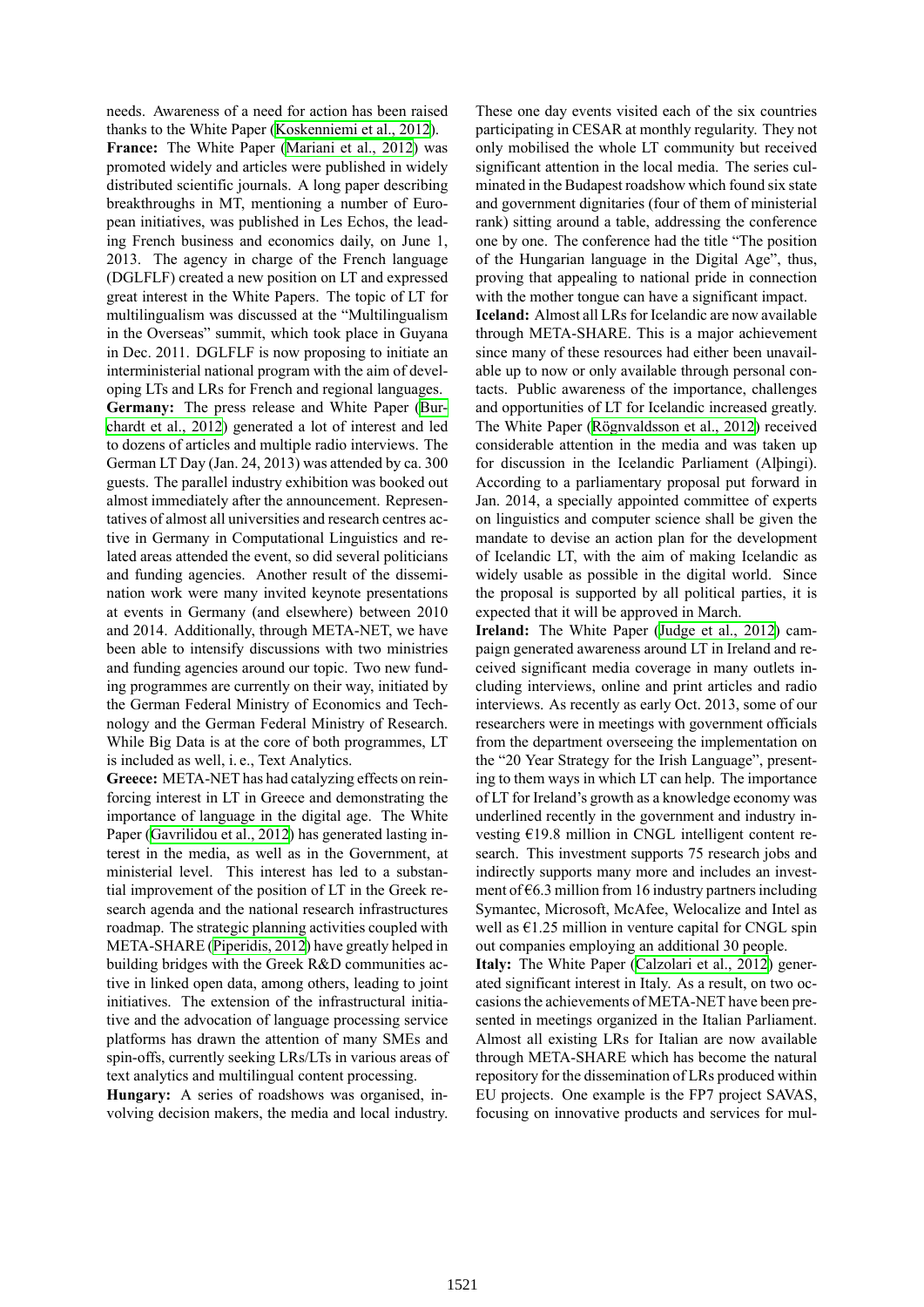needs. Awareness of a need for action has been raised thanks to the White Paper (Koskenniemi et al., 2012).

**France:** The White Paper (Mariani et al., 2012) was promoted widely and articles were published in widely distributed scientific journals. A long paper describing breakthroughs in MT, mentioning a number of European initiatives, was published in Les Echos, the leading French business and economics daily, on June 1, 2013. The agency in charge of the French language (DGLFLF) created a new position on LT and expressed great interest in the White Papers. The topic of LT for multilingualism was discussed at the "Multilingualism in the Overseas" summit, which took place in Guyana in Dec. 2011. DGLFLF is now proposing to initiate an interministerial national program with the aim of developing LTs and LRs for French and regional languages.

**Germany:** The press release and White Paper (Burchardt et al., 2012) generated a lot of interest and led to dozens of articles and multiple radio interviews. The German LT Day (Jan. 24, 2013) was attended by ca. 300 guests. The parallel industry exhibition was booked out almost immediately after the announcement. Representatives of almost all universities and research centres active in Germany in Computational Linguistics and related areas attended the event, so did several politicians and funding agencies. Another result of the dissemination work were many invited keynote presentations at events in Germany (and elsewhere) between 2010 and 2014. Additionally, through META-NET, we have been able to intensify discussions with two ministries and funding agencies around our topic. Two new funding programmes are currently on their way, initiated by the German Federal Ministry of Economics and Technology and the German Federal Ministry of Research. While Big Data is at the core of both programmes, LT is included as well, i. e., Text Analytics.

**Greece:** META-NET has had catalyzing effects on reinforcing interest in LT in Greece and demonstrating the importance of language in the digital age. The White Paper (Gavrilidou et al., 2012) has generated lasting interest in the media, as well as in the Government, at ministerial level. This interest has led to a substantial improvement of the position of LT in the Greek research agenda and the national research infrastructures roadmap. The strategic planning activities coupled with META-SHARE (Piperidis, 2012) have greatly helped in building bridges with the Greek R&D communities active in linked open data, among others, leading to joint initiatives. The extension of the infrastructural initiative and the advocation of language processing service platforms has drawn the attention of many SMEs and spin-offs, currently seeking LRs/LTs in various areas of text analytics and multilingual content processing.

**Hungary:** A series of roadshows was organised, involving decision makers, the media and local industry. These one day events visited each of the six countries participating in CESAR at monthly regularity. They not only mobilised the whole LT community but received significant attention in the local media. The series culminated in the Budapest roadshow which found six state and government dignitaries (four of them of ministerial rank) sitting around a table, addressing the conference one by one. The conference had the title "The position of the Hungarian language in the Digital Age", thus, proving that appealing to national pride in connection with the mother tongue can have a significant impact.

**Iceland:** Almost all LRs for Icelandic are now available through META-SHARE. This is a major achievement since many of these resources had either been unavailable up to now or only available through personal contacts. Public awareness of the importance, challenges and opportunities of LT for Icelandic increased greatly. The White Paper (Rögnvaldsson et al., 2012) received considerable attention in the media and was taken up for discussion in the Icelandic Parliament (Alþingi). According to a parliamentary proposal put forward in Jan. 2014, a specially appointed committee of experts on linguistics and computer science shall be given the mandate to devise an action plan for the development of Icelandic LT, with the aim of making Icelandic as widely usable as possible in the digital world. Since the proposal is supported by all political parties, it is expected that it will be approved in March.

**Ireland:** The White Paper (Judge et al., 2012) campaign generated awareness around LT in Ireland and received significant media coverage in many outlets including interviews, online and print articles and radio interviews. As recently as early Oct. 2013, some of our researchers were in meetings with government officials from the department overseeing the implementation on the "20 Year Strategy for the Irish Language", presenting to them ways in which LT can help. The importance of LT for Ireland's growth as a knowledge economy was underlined recently in the government and industry investing €19.8 million in CNGL intelligent content research. This investment supports 75 research jobs and indirectly supports many more and includes an investment of €6.3 million from 16 industry partners including Symantec, Microsoft, McAfee, Welocalize and Intel as well as €1.25 million in venture capital for CNGL spin out companies employing an additional 30 people.

**Italy:** The White Paper (Calzolari et al., 2012) generated significant interest in Italy. As a result, on two occasions the achievements of META-NET have been presented in meetings organized in the Italian Parliament. Almost all existing LRs for Italian are now available through META-SHARE which has become the natural repository for the dissemination of LRs produced within EU projects. One example is the FP7 project SAVAS, focusing on innovative products and services for mul-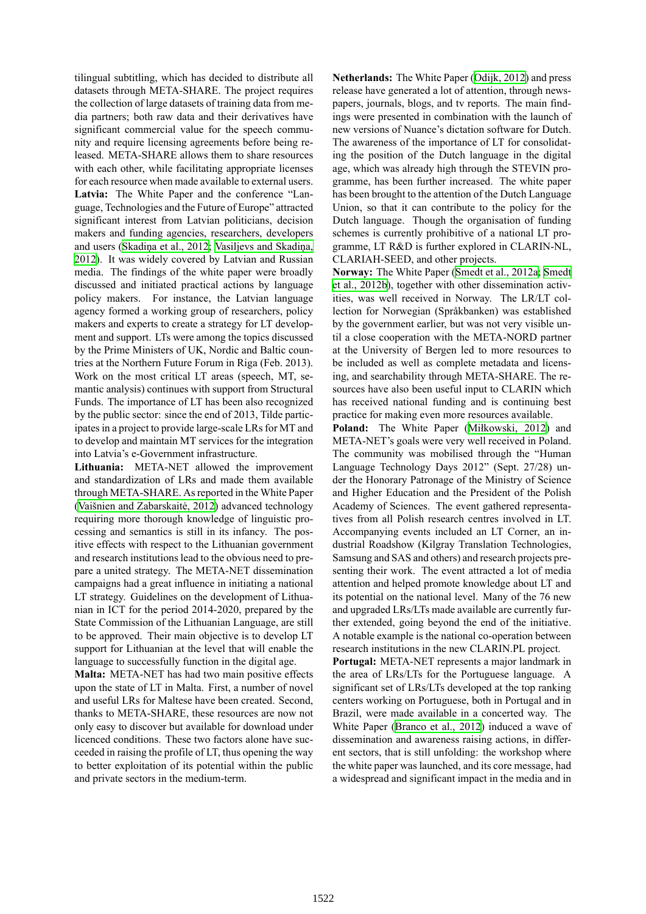tilingual subtitling, which has decided to distribute all datasets through META-SHARE. The project requires the collection of large datasets of training data from media partners; both raw data and their derivatives have significant commercial value for the speech community and require licensing agreements before being released. META-SHARE allows them to share resources with each other, while facilitating appropriate licenses for each resource when made available to external users.

**Latvia:** The White Paper and the conference "Language, Technologies and the Future of Europe" attracted significant interest from Latvian politicians, decision makers and funding agencies, researchers, developers and users (Skadiņa et al., 2012; Vasiļjevs and Skadiņa, 2012). It was widely covered by Latvian and Russian media. The findings of the white paper were broadly discussed and initiated practical actions by language policy makers. For instance, the Latvian language agency formed a working group of researchers, policy makers and experts to create a strategy for LT development and support. LTs were among the topics discussed by the Prime Ministers of UK, Nordic and Baltic countries at the Northern Future Forum in Riga (Feb. 2013). Work on the most critical LT areas (speech, MT, semantic analysis) continues with support from Structural Funds. The importance of LT has been also recognized by the public sector: since the end of 2013, Tilde participates in a project to provide large-scale LRs for MT and to develop and maintain MT services for the integration into Latvia's e-Government infrastructure.

**Lithuania:** META-NET allowed the improvement and standardization of LRs and made them available through META-SHARE. As reported in the White Paper (Vaišnien and Zabarskaitė, 2012) advanced technology requiring more thorough knowledge of linguistic processing and semantics is still in its infancy. The positive effects with respect to the Lithuanian government and research institutions lead to the obvious need to prepare a united strategy. The META-NET dissemination campaigns had a great influence in initiating a national LT strategy. Guidelines on the development of Lithuanian in ICT for the period 2014-2020, prepared by the State Commission of the Lithuanian Language, are still to be approved. Their main objective is to develop LT support for Lithuanian at the level that will enable the language to successfully function in the digital age.

**Malta:** META-NET has had two main positive effects upon the state of LT in Malta. First, a number of novel and useful LRs for Maltese have been created. Second, thanks to META-SHARE, these resources are now not only easy to discover but available for download under licenced conditions. These two factors alone have succeeded in raising the profile of LT, thus opening the way to better exploitation of its potential within the public and private sectors in the medium-term.

**Netherlands:** The White Paper (Odijk, 2012) and press release have generated a lot of attention, through newspapers, journals, blogs, and tv reports. The main findings were presented in combination with the launch of new versions of Nuance's dictation software for Dutch. The awareness of the importance of LT for consolidating the position of the Dutch language in the digital age, which was already high through the STEVIN programme, has been further increased. The white paper has been brought to the attention of the Dutch Language Union, so that it can contribute to the policy for the Dutch language. Though the organisation of funding schemes is currently prohibitive of a national LT programme, LT R&D is further explored in CLARIN-NL, CLARIAH-SEED, and other projects.

**Norway:** The White Paper (Smedt et al., 2012a; Smedt et al., 2012b), together with other dissemination activities, was well received in Norway. The LR/LT collection for Norwegian (Språkbanken) was established by the government earlier, but was not very visible until a close cooperation with the META-NORD partner at the University of Bergen led to more resources to be included as well as complete metadata and licensing, and searchability through META-SHARE. The resources have also been useful input to CLARIN which has received national funding and is continuing best practice for making even more resources available.

**Poland:** The White Paper (Miłkowski, 2012) and META-NET's goals were very well received in Poland. The community was mobilised through the "Human Language Technology Days 2012" (Sept. 27/28) under the Honorary Patronage of the Ministry of Science and Higher Education and the President of the Polish Academy of Sciences. The event gathered representatives from all Polish research centres involved in LT. Accompanying events included an LT Corner, an industrial Roadshow (Kilgray Translation Technologies, Samsung and SAS and others) and research projects presenting their work. The event attracted a lot of media attention and helped promote knowledge about LT and its potential on the national level. Many of the 76 new and upgraded LRs/LTs made available are currently further extended, going beyond the end of the initiative. A notable example is the national co-operation between research institutions in the new CLARIN.PL project.

**Portugal:** META-NET represents a major landmark in the area of LRs/LTs for the Portuguese language. A significant set of LRs/LTs developed at the top ranking centers working on Portuguese, both in Portugal and in Brazil, were made available in a concerted way. The White Paper (Branco et al., 2012) induced a wave of dissemination and awareness raising actions, in different sectors, that is still unfolding: the workshop where the white paper was launched, and its core message, had a widespread and significant impact in the media and in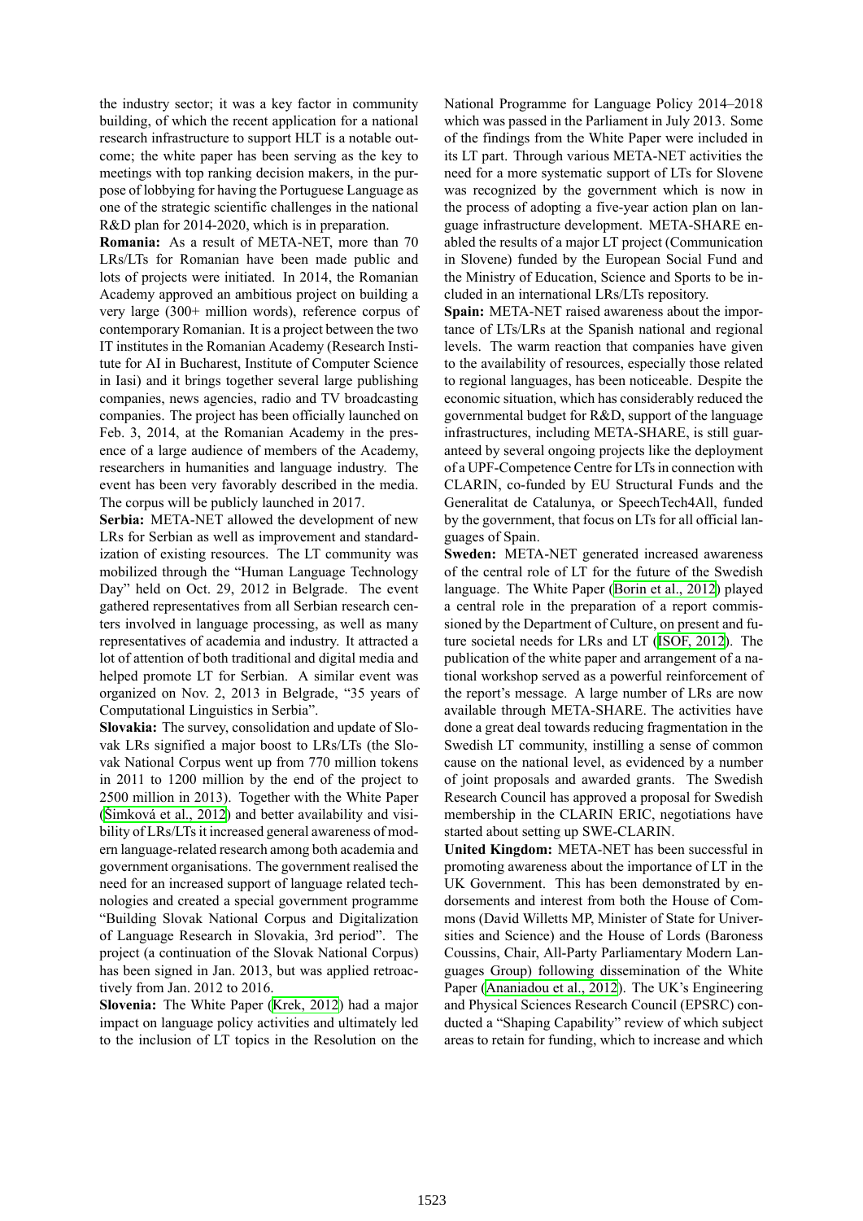the industry sector; it was a key factor in community building, of which the recent application for a national research infrastructure to support HLT is a notable outcome; the white paper has been serving as the key to meetings with top ranking decision makers, in the purpose of lobbying for having the Portuguese Language as one of the strategic scientific challenges in the national R&D plan for 2014-2020, which is in preparation.

**Romania:** As a result of META-NET, more than 70 LRs/LTs for Romanian have been made public and lots of projects were initiated. In 2014, the Romanian Academy approved an ambitious project on building a very large (300+ million words), reference corpus of contemporary Romanian. It is a project between the two IT institutes in the Romanian Academy (Research Institute for AI in Bucharest, Institute of Computer Science in Iasi) and it brings together several large publishing companies, news agencies, radio and TV broadcasting companies. The project has been officially launched on Feb. 3, 2014, at the Romanian Academy in the presence of a large audience of members of the Academy, researchers in humanities and language industry. The event has been very favorably described in the media. The corpus will be publicly launched in 2017.

**Serbia:** META-NET allowed the development of new LRs for Serbian as well as improvement and standardization of existing resources. The LT community was mobilized through the "Human Language Technology Day" held on Oct. 29, 2012 in Belgrade. The event gathered representatives from all Serbian research centers involved in language processing, as well as many representatives of academia and industry. It attracted a lot of attention of both traditional and digital media and helped promote LT for Serbian. A similar event was organized on Nov. 2, 2013 in Belgrade, "35 years of Computational Linguistics in Serbia".

**Slovakia:** The survey, consolidation and update of Slovak LRs signified a major boost to LRs/LTs (the Slovak National Corpus went up from 770 million tokens in 2011 to 1200 million by the end of the project to 2500 million in 2013). Together with the White Paper (Šimková et al., 2012) and better availability and visibility of LRs/LTs it increased general awareness of modern language-related research among both academia and government organisations. The government realised the need for an increased support of language related technologies and created a special government programme "Building Slovak National Corpus and Digitalization of Language Research in Slovakia, 3rd period". The project (a continuation of the Slovak National Corpus) has been signed in Jan. 2013, but was applied retroactively from Jan. 2012 to 2016.

**Slovenia:** The White Paper (Krek, 2012) had a major impact on language policy activities and ultimately led to the inclusion of LT topics in the Resolution on the National Programme for Language Policy 2014–2018 which was passed in the Parliament in July 2013. Some of the findings from the White Paper were included in its LT part. Through various META-NET activities the need for a more systematic support of LTs for Slovene was recognized by the government which is now in the process of adopting a five-year action plan on language infrastructure development. META-SHARE enabled the results of a major LT project (Communication in Slovene) funded by the European Social Fund and the Ministry of Education, Science and Sports to be included in an international LRs/LTs repository.

**Spain:** META-NET raised awareness about the importance of LTs/LRs at the Spanish national and regional levels. The warm reaction that companies have given to the availability of resources, especially those related to regional languages, has been noticeable. Despite the economic situation, which has considerably reduced the governmental budget for R&D, support of the language infrastructures, including META-SHARE, is still guaranteed by several ongoing projects like the deployment of a UPF-Competence Centre for LTs in connection with CLARIN, co-funded by EU Structural Funds and the Generalitat de Catalunya, or SpeechTech4All, funded by the government, that focus on LTs for all official languages of Spain.

**Sweden:** META-NET generated increased awareness of the central role of LT for the future of the Swedish language. The White Paper (Borin et al., 2012) played a central role in the preparation of a report commissioned by the Department of Culture, on present and future societal needs for LRs and LT (ISOF, 2012). The publication of the white paper and arrangement of a national workshop served as a powerful reinforcement of the report's message. A large number of LRs are now available through META-SHARE. The activities have done a great deal towards reducing fragmentation in the Swedish LT community, instilling a sense of common cause on the national level, as evidenced by a number of joint proposals and awarded grants. The Swedish Research Council has approved a proposal for Swedish membership in the CLARIN ERIC, negotiations have started about setting up SWE-CLARIN.

**United Kingdom:** META-NET has been successful in promoting awareness about the importance of LT in the UK Government. This has been demonstrated by endorsements and interest from both the House of Commons (David Willetts MP, Minister of State for Universities and Science) and the House of Lords (Baroness Coussins, Chair, All-Party Parliamentary Modern Languages Group) following dissemination of the White Paper (Ananiadou et al., 2012). The UK's Engineering and Physical Sciences Research Council (EPSRC) conducted a "Shaping Capability" review of which subject areas to retain for funding, which to increase and which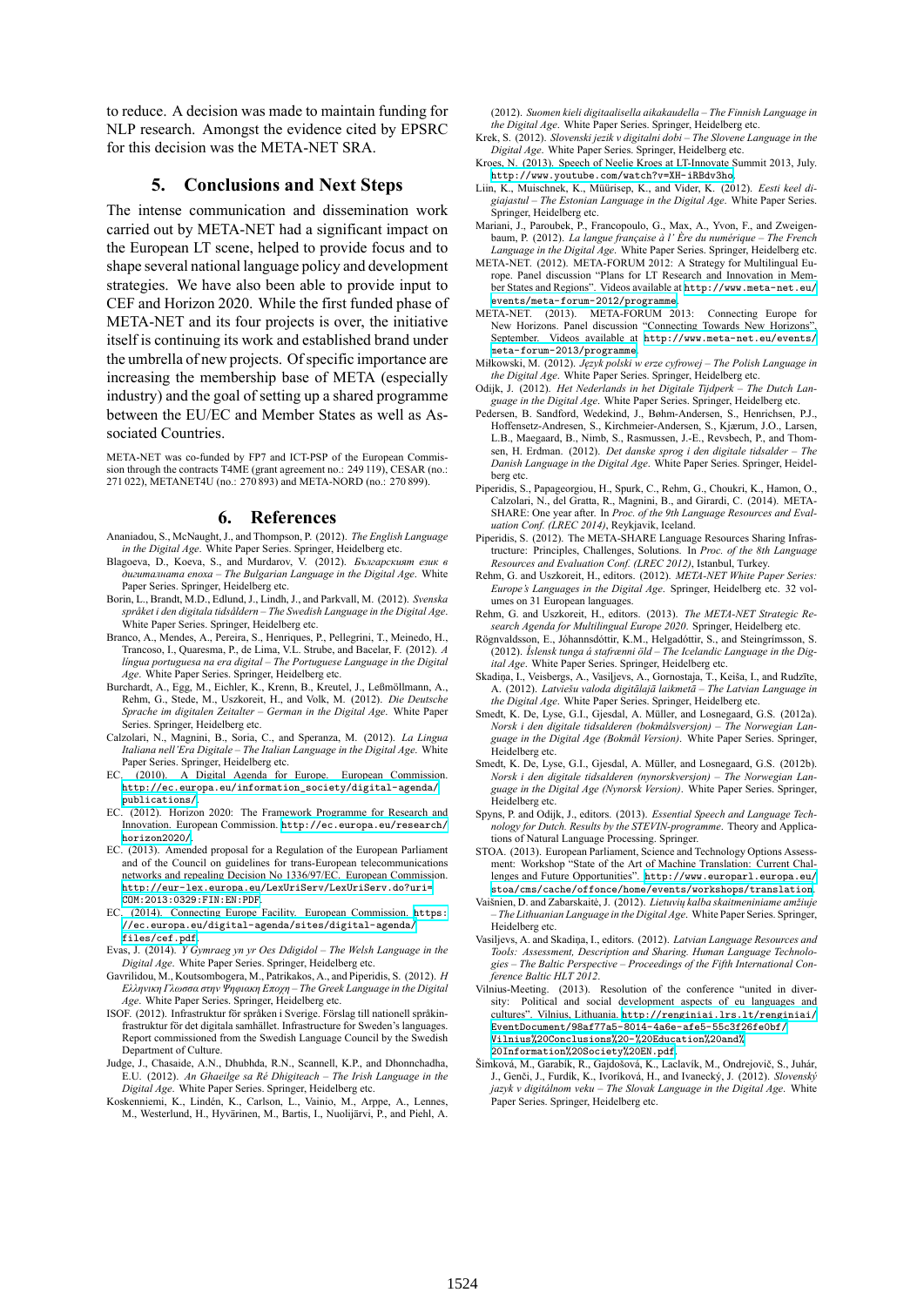to reduce. A decision was made to maintain funding for NLP research. Amongst the evidence cited by EPSRC for this decision was the META-NET SRA.

## 5. Conclusions and Next Steps

The intense communication and dissemination work carried out by META-NET had a significant impact on the European LT scene, helped to provide focus and to shape several national language policy and development strategies. We have also been able to provide input to CEF and Horizon 2020. While the first funded phase of META-NET and its four projects is over, the initiative itself is continuing its work and established brand under the umbrella of new projects. Of specific importance are increasing the membership base of META (especially industry) and the goal of setting up a shared programme between the EU/EC and Member States as well as Associated Countries.

META-NET was co-funded by FP7 and ICT-PSP of the European Commission through the contracts T4ME (grant agreement no.: 249 119), CESAR (no.: 271 022), METANET4U (no.: 270 893) and META-NORD (no.: 270 899).

## 6. References

Ananiadou, S., McNaught, J., and Thompson, P. (2012). *The English Language in the Digital Age*. White Paper Series. Springer, Heidelberg etc.

Blagoeva, D., Koeva, S., and Murdarov, V. (2012). *Българският език в дигиталната епоха – The Bulgarian Language in the Digital Age*. White Paper Series. Springer, Heidelberg etc.

Borin, L., Brandt, M.D., Edlund, J., Lindh, J., and Parkvall, M. (2012). *Svenska språket i den digitala tidsåldern – The Swedish Language in the Digital Age*. White Paper Series. Springer, Heidelberg etc.

Branco, A., Mendes, A., Pereira, S., Henriques, P., Pellegrini, T., Meinedo, H., Trancoso, I., Quaresma, P., de Lima, V.L. Strube, and Bacelar, F. (2012). *A língua portuguesa na era digital – The Portuguese Language in the Digital Age*. White Paper Series. Springer, Heidelberg etc.

Burchardt, A., Egg, M., Eichler, K., Krenn, B., Kreutel, J., Leßmöllmann, A., Rehm, G., Stede, M., Uszkoreit, H., and Volk, M. (2012). *Die Deutsche Sprache im digitalen Zeitalter – German in the Digital Age*. White Paper Series. Springer, Heidelberg etc.

Calzolari, N., Magnini, B., Soria, C., and Speranza, M. (2012). *La Lingua Italiana nell'Era Digitale – The Italian Language in the Digital Age*. White Paper Series. Springer, Heidelberg etc.

EC. (2010). A Digital Agenda for Europe. European Commission. http://ec.europa.eu/information_society/digital-agenda/publications/.

EC. (2012). Horizon 2020: The Framework Programme for Research and Innovation. European Commission. http://ec.europa.eu/research/horizon2020/.

EC. (2013). Amended proposal for a Regulation of the European Parliament and of the Council on guidelines for trans-European telecommunications networks and repealing Decision No 1336/97/EC. European Commission. http://eur-lex.europa.eu/LexUriServ/LexUriServ.do?uri=COM:2013:0329:FIN:EN:PDF.

EC. (2014). Connecting Europe Facility. European Commission. https://ec.europa.eu/digital-agenda/sites/digital-agenda/files/cef.pdf.

Evas, J. (2014). *Y Gymraeg yn yr Oes Ddigidol – The Welsh Language in the Digital Age*. White Paper Series. Springer, Heidelberg etc.

Gavrilidou, M., Koutsombogera, M., Patrikakos, A., and Piperidis, S. (2012). *Η Ελληνική Γλώσσα στην Ψηφιακή Εποχή – The Greek Language in the Digital Age*. White Paper Series. Springer, Heidelberg etc.

ISOF. (2012). Infrastruktur för språken i Sverige. Förslag till nationell språkinfrastruktur för det digitala samhället. Infrastructure for Sweden's languages. Report commissioned from the Swedish Language Council by the Swedish Department of Culture.

Judge, J., Chasaide, A.N., Dhubhda, R.N., Scannell, K.P., and Dhonnchadha, E.U. (2012). *An Ghaeilge sa Ré Dhigiteach – The Irish Language in the Digital Age*. White Paper Series. Springer, Heidelberg etc.

Koskenniemi, K., Lindén, K., Carlson, L., Vainio, M., Arppe, A., Lennes, M., Westerlund, H., Hyvärinen, M., Bartis, I., Nuolijärvi, P., and Piehl, A. (2012). *Suomen kieli digitaalisella aikakaudella – The Finnish Language in the Digital Age*. White Paper Series. Springer, Heidelberg etc.

Krek, S. (2012). *Slovenski jezik v digitalni dobi – The Slovene Language in the Digital Age*. White Paper Series. Springer, Heidelberg etc.

Kroes, N. (2013). Speech of Neelie Kroes at LT-Innovate Summit 2013, July. http://www.youtube.com/watch?v=XH-iRBdv3ho.

Liin, K., Muischnek, K., Müürisep, K., and Vider, K. (2012). *Eesti keel digiajastul – The Estonian Language in the Digital Age*. White Paper Series. Springer, Heidelberg etc.

Mariani, J., Paroubek, P., Francopoulo, G., Max, A., Yvon, F., and Zweigenbaum, P. (2012). *La langue française à l' Ère du numérique – The French Language in the Digital Age*. White Paper Series. Springer, Heidelberg etc.

META-NET. (2012). META-FORUM 2012: A Strategy for Multilingual Europe. Panel discussion "Plans for LT Research and Innovation in Member States and Regions". Videos available at http://www.meta-net.eu/events/meta-forum-2012/programme.

META-NET. (2013). META-FORUM 2013: Connecting Europe for New Horizons. Panel discussion "Connecting Towards New Horizons", September. Videos available at http://www.meta-net.eu/events/meta-forum-2013/programme.

Miłkowski, M. (2012). *Język polski w erze cyfrowej – The Polish Language in the Digital Age*. White Paper Series. Springer, Heidelberg etc.

Odijk, J. (2012). *Het Nederlands in het Digitale Tijdperk – The Dutch Language in the Digital Age*. White Paper Series. Springer, Heidelberg etc.

Pedersen, B. Sandford, Wedekind, J., Bøhm-Andersen, S., Henrichsen, P.J., Hoffensetz-Andresen, S., Kirchmeier-Andersen, S., Kjærum, J.O., Larsen, L.B., Maegaard, B., Nimb, S., Rasmussen, J.-E., Revsbech, P., and Thomsen, H. Erdman. (2012). *Det danske sprog i den digitale tidsalder – The Danish Language in the Digital Age*. White Paper Series. Springer, Heidelberg etc.

Piperidis, S., Papageorgiou, H., Spurk, C., Rehm, G., Choukri, K., Hamon, O., Calzolari, N., del Gratta, R., Magnini, B., and Girardi, C. (2014). META-SHARE: One year after. In *Proc. of the 9th Language Resources and Evaluation Conf. (LREC 2014)*, Reykjavik, Iceland.

Piperidis, S. (2012). The META-SHARE Language Resources Sharing Infrastructure: Principles, Challenges, Solutions. In *Proc. of the 8th Language Resources and Evaluation Conf. (LREC 2012)*, Istanbul, Turkey.

Rehm, G. and Uszkoreit, H., editors. (2012). *META-NET White Paper Series: Europe's Languages in the Digital Age*. Springer, Heidelberg etc. 32 volumes on 31 European languages.

Rehm, G. and Uszkoreit, H., editors. (2013). *The META-NET Strategic Research Agenda for Multilingual Europe 2020*. Springer, Heidelberg etc.

Rögnvaldsson, E., Jóhannsdóttir, K.M., Helgadóttir, S., and Steingrímsson, S. (2012). *Íslensk tunga á stafrænni öld – The Icelandic Language in the Digital Age*. White Paper Series. Springer, Heidelberg etc.

Skadiņa, I., Veisbergs, A., Vasiļjevs, A., Gornostaja, T., Keiša, I., and Rudzīte, A. (2012). *Latviešu valoda digitālajā laikmetā – The Latvian Language in the Digital Age*. White Paper Series. Springer, Heidelberg etc.

Smedt, K. De, Lyse, G.I., Gjesdal, A. Müller, and Losnegaard, G.S. (2012a). *Norsk i den digitale tidsalderen (bokmålsversjon) – The Norwegian Language in the Digital Age (Bokmål Version)*. White Paper Series. Springer, Heidelberg etc.

Smedt, K. De, Lyse, G.I., Gjesdal, A. Müller, and Losnegaard, G.S. (2012b). *Norsk i den digitale tidsalderen (nynorskversjon) – The Norwegian Language in the Digital Age (Nynorsk Version)*. White Paper Series. Springer, Heidelberg etc.

Spyns, P. and Odijk, J., editors. (2013). *Essential Speech and Language Technology for Dutch. Results by the STEVIN-programme*. Theory and Applications of Natural Language Processing. Springer.

STOA. (2013). European Parliament, Science and Technology Options Assessment: Workshop "State of the Art of Machine Translation: Current Challenges and Future Opportunities". http://www.europarl.europa.eu/stoa/cms/cache/offonce/home/events/workshops/translation.

Vaišnien, D. and Zabarskaitė, J. (2012). *Lietuvių kalba skaitmeniniame amžiuje – The Lithuanian Language in the Digital Age*. White Paper Series. Springer, Heidelberg etc.

Vasiļjevs, A. and Skadiņa, I., editors. (2012). *Latvian Language Resources and Tools: Assessment, Description and Sharing. Human Language Technologies – The Baltic Perspective – Proceedings of the Fifth International Conference Baltic HLT 2012*.

Vilnius-Meeting. (2013). Resolution of the conference "united in diversity: Political and social development aspects of eu languages and cultures". Vilnius, Lithuania. http://renginiai.lrs.lt/renginiai/EventDocument/98af77a5-8014-4a6e-afe5-55c3f26fe0bf/Vilnius%20Conclusions%20-%20Education%20and%20Information%20Society%20EN.pdf.

Šimková, M., Garabík, R., Gajdošová, K., Laclavík, M., Ondrejovič, S., Juhár, J., Genči, J., Furdík, K., Ivoríková, H., and Ivanecký, J. (2012). *Slovenský jazyk v digitálnom veku – The Slovak Language in the Digital Age*. White Paper Series. Springer, Heidelberg etc.